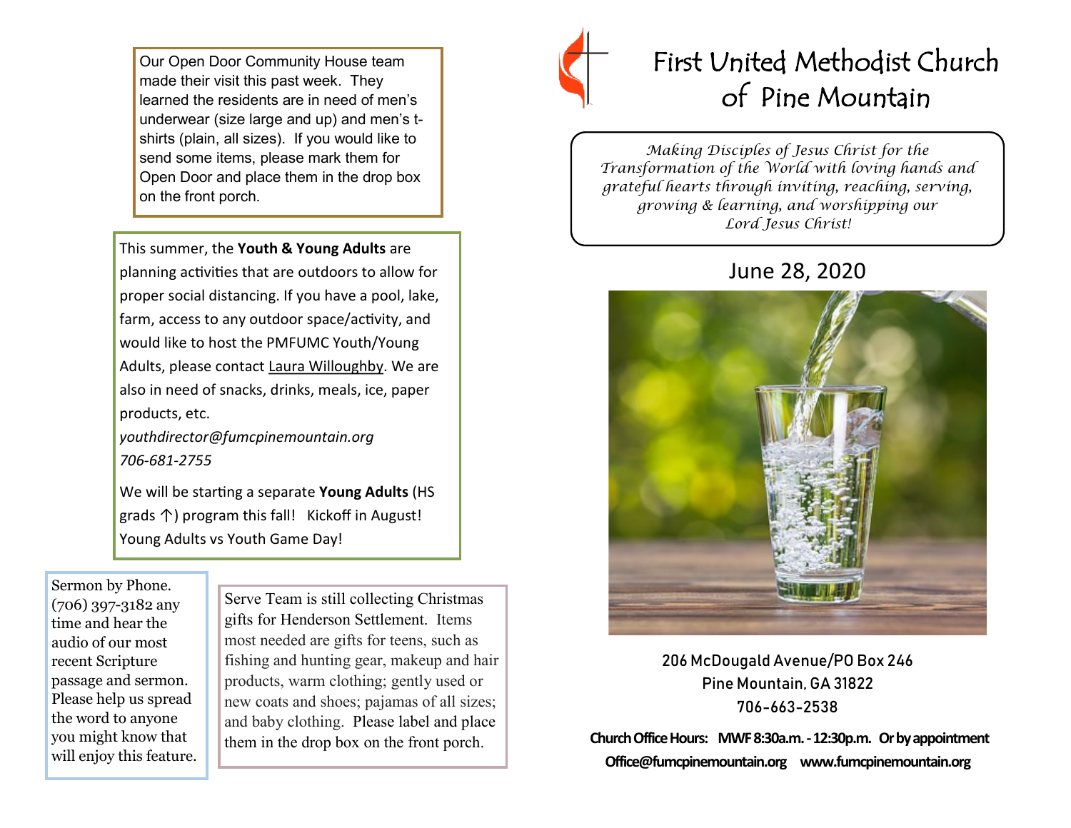Our Open Door Community House team made their visit this past week. They learned the residents are in need of men's underwear (size large and up) and men's t-shirts (plain, all sizes). If you would like to send some items, please mark them for Open Door and place them in the drop box on the front porch.

This summer, the **Youth & Young Adults** are planning activities that are outdoors to allow for proper social distancing. If you have a pool, lake, farm, access to any outdoor space/activity, and would like to host the PMFUMC Youth/Young Adults, please contact Laura Willoughby. We are also in need of snacks, drinks, meals, ice, paper products, etc.

*youthdirector@fumcpinemountain.org*
*706-681-2755*

We will be starting a separate **Young Adults** (HS grads ↑) program this fall! Kickoff in August! Young Adults vs Youth Game Day!

Sermon by Phone. (706) 397-3182 any time and hear the audio of our most recent Scripture passage and sermon. Please help us spread the word to anyone you might know that will enjoy this feature.

Serve Team is still collecting Christmas gifts for Henderson Settlement. Items most needed are gifts for teens, such as fishing and hunting gear, makeup and hair products, warm clothing; gently used or new coats and shoes; pajamas of all sizes; and baby clothing. Please label and place them in the drop box on the front porch.

# First United Methodist Church of Pine Mountain

*Making Disciples of Jesus Christ for the Transformation of the World with loving hands and grateful hearts through inviting, reaching, serving, growing & learning, and worshipping our Lord Jesus Christ!*

## June 28, 2020

206 McDougald Avenue/PO Box 246
Pine Mountain, GA 31822
706-663-2538

**Church Office Hours: MWF 8:30a.m. - 12:30p.m. Or by appointment**
**Office@fumcpinemountain.org www.fumcpinemountain.org**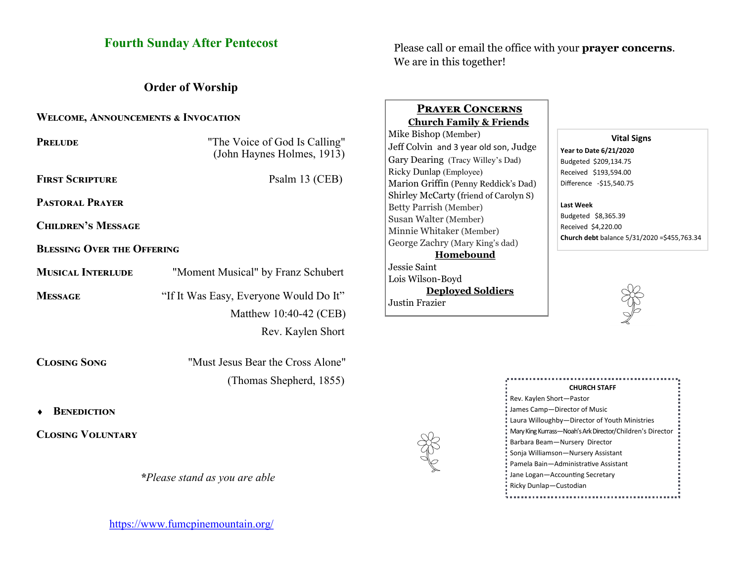## Fourth Sunday After Pentecost

### Order of Worship

**Welcome, Announcements & Invocation**

**Prelude** — "The Voice of God Is Calling" (John Haynes Holmes, 1913)

**First Scripture** — Psalm 13 (CEB)

**Pastoral Prayer**

**Children's Message**

**Blessing Over the Offering**

**Musical Interlude** — "Moment Musical" by Franz Schubert

**Message** — "If It Was Easy, Everyone Would Do It"
Matthew 10:40-42 (CEB)
Rev. Kaylen Short

**Closing Song** — "Must Jesus Bear the Cross Alone" (Thomas Shepherd, 1855)

♦ **Benediction**

**Closing Voluntary**

**\****Please stand as you are able*

https://www.fumcpinemountain.org/

Please call or email the office with your **prayer concerns**.
We are in this together!

### Prayer Concerns

**Church Family & Friends**

Mike Bishop (Member)
Jeff Colvin and 3 year old son, Judge
Gary Dearing (Tracy Willey's Dad)
Ricky Dunlap (Employee)
Marion Griffin (Penny Reddick's Dad)
Shirley McCarty (friend of Carolyn S)
Betty Parrish (Member)
Susan Walter (Member)
Minnie Whitaker (Member)
George Zachry (Mary King's dad)

**Homebound**

Jessie Saint
Lois Wilson-Boyd

**Deployed Soldiers**

Justin Frazier

### Vital Signs

**Year to Date 6/21/2020**
Budgeted $209,134.75
Received $193,594.00
Difference -$15,540.75

**Last Week**
Budgeted $8,365.39
Received $4,220.00
**Church debt** balance 5/31/2020 =$455,763.34

### CHURCH STAFF

Rev. Kaylen Short—Pastor
James Camp—Director of Music
Laura Willoughby—Director of Youth Ministries
Mary King Kurrass—Noah's Ark Director/Children's Director
Barbara Beam—Nursery Director
Sonja Williamson—Nursery Assistant
Pamela Bain—Administrative Assistant
Jane Logan—Accounting Secretary
Ricky Dunlap—Custodian